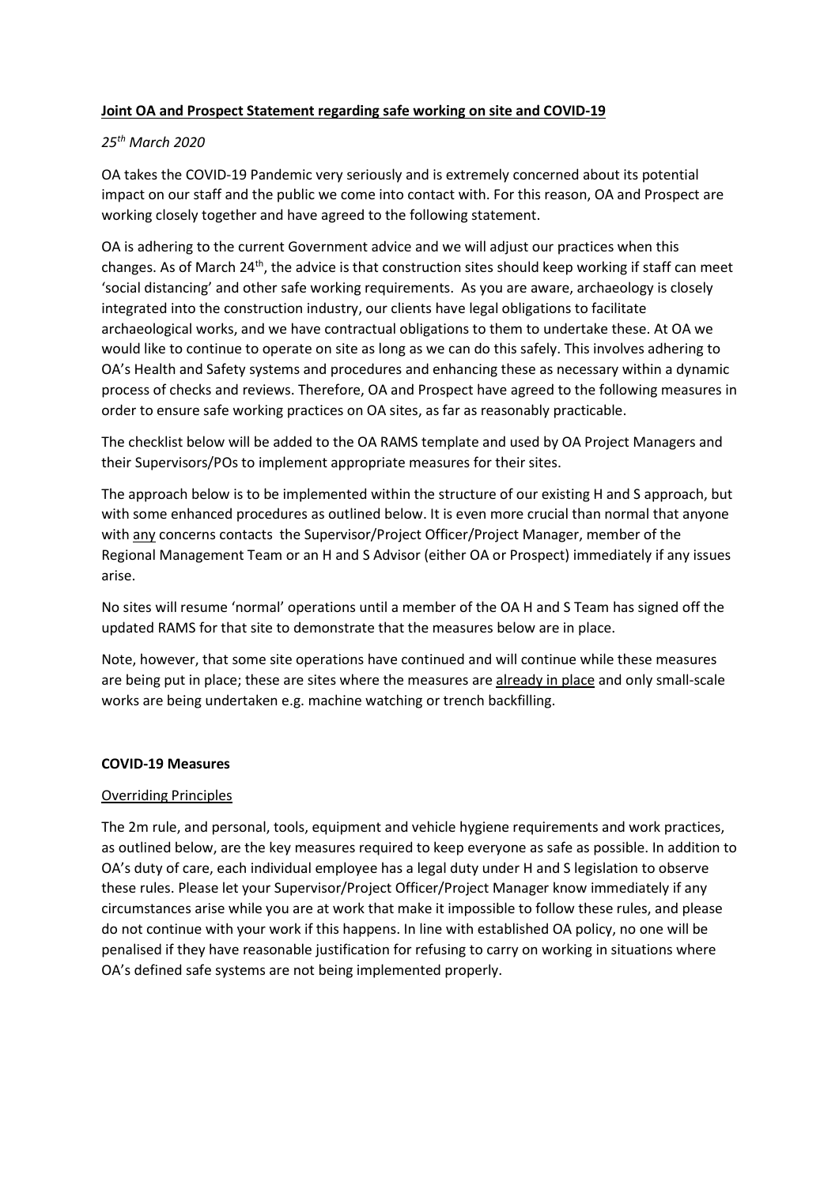**Joint OA and Prospect Statement regarding safe working on site and COVID-19**

*25th March 2020*

OA takes the COVID-19 Pandemic very seriously and is extremely concerned about its potential impact on our staff and the public we come into contact with. For this reason, OA and Prospect are working closely together and have agreed to the following statement.

OA is adhering to the current Government advice and we will adjust our practices when this changes. As of March 24th, the advice is that construction sites should keep working if staff can meet 'social distancing' and other safe working requirements. As you are aware, archaeology is closely integrated into the construction industry, our clients have legal obligations to facilitate archaeological works, and we have contractual obligations to them to undertake these. At OA we would like to continue to operate on site as long as we can do this safely. This involves adhering to OA's Health and Safety systems and procedures and enhancing these as necessary within a dynamic process of checks and reviews. Therefore, OA and Prospect have agreed to the following measures in order to ensure safe working practices on OA sites, as far as reasonably practicable.

The checklist below will be added to the OA RAMS template and used by OA Project Managers and their Supervisors/POs to implement appropriate measures for their sites.

The approach below is to be implemented within the structure of our existing H and S approach, but with some enhanced procedures as outlined below. It is even more crucial than normal that anyone with <u>any</u> concerns contacts the Supervisor/Project Officer/Project Manager, member of the Regional Management Team or an H and S Advisor (either OA or Prospect) immediately if any issues arise.

No sites will resume 'normal' operations until a member of the OA H and S Team has signed off the updated RAMS for that site to demonstrate that the measures below are in place.

Note, however, that some site operations have continued and will continue while these measures are being put in place; these are sites where the measures are <u>already in place</u> and only small-scale works are being undertaken e.g. machine watching or trench backfilling.

**COVID-19 Measures**

<u>Overriding Principles</u>

The 2m rule, and personal, tools, equipment and vehicle hygiene requirements and work practices, as outlined below, are the key measures required to keep everyone as safe as possible. In addition to OA's duty of care, each individual employee has a legal duty under H and S legislation to observe these rules. Please let your Supervisor/Project Officer/Project Manager know immediately if any circumstances arise while you are at work that make it impossible to follow these rules, and please do not continue with your work if this happens. In line with established OA policy, no one will be penalised if they have reasonable justification for refusing to carry on working in situations where OA's defined safe systems are not being implemented properly.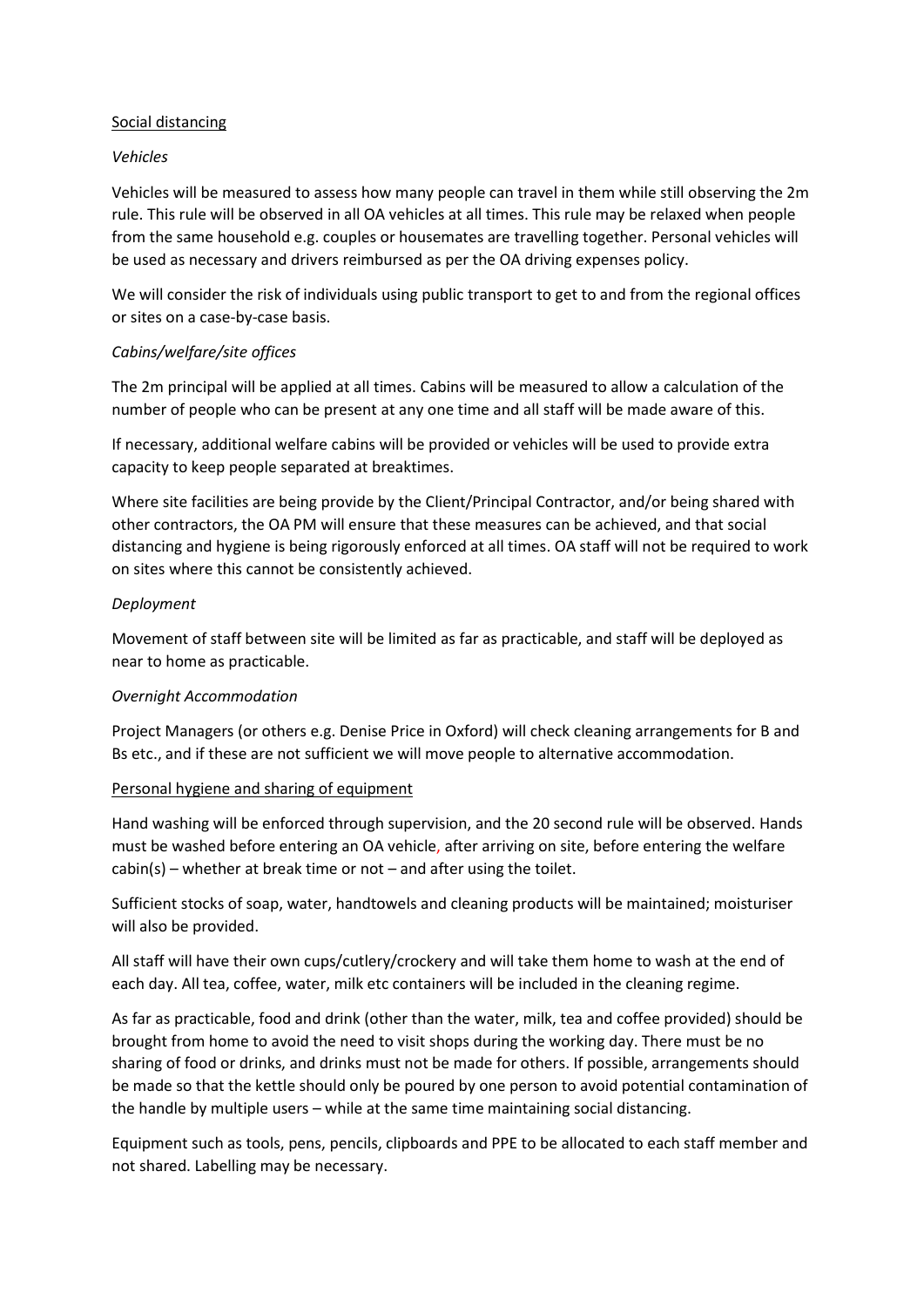## Social distancing

### *Vehicles*

Vehicles will be measured to assess how many people can travel in them while still observing the 2m rule. This rule will be observed in all OA vehicles at all times. This rule may be relaxed when people from the same household e.g. couples or housemates are travelling together. Personal vehicles will be used as necessary and drivers reimbursed as per the OA driving expenses policy.

We will consider the risk of individuals using public transport to get to and from the regional offices or sites on a case-by-case basis.

### *Cabins/welfare/site offices*

The 2m principal will be applied at all times. Cabins will be measured to allow a calculation of the number of people who can be present at any one time and all staff will be made aware of this.

If necessary, additional welfare cabins will be provided or vehicles will be used to provide extra capacity to keep people separated at breaktimes.

Where site facilities are being provide by the Client/Principal Contractor, and/or being shared with other contractors, the OA PM will ensure that these measures can be achieved, and that social distancing and hygiene is being rigorously enforced at all times. OA staff will not be required to work on sites where this cannot be consistently achieved.

### *Deployment*

Movement of staff between site will be limited as far as practicable, and staff will be deployed as near to home as practicable.

### *Overnight Accommodation*

Project Managers (or others e.g. Denise Price in Oxford) will check cleaning arrangements for B and Bs etc., and if these are not sufficient we will move people to alternative accommodation.

## Personal hygiene and sharing of equipment

Hand washing will be enforced through supervision, and the 20 second rule will be observed. Hands must be washed before entering an OA vehicle, after arriving on site, before entering the welfare cabin(s) – whether at break time or not – and after using the toilet.

Sufficient stocks of soap, water, handtowels and cleaning products will be maintained; moisturiser will also be provided.

All staff will have their own cups/cutlery/crockery and will take them home to wash at the end of each day. All tea, coffee, water, milk etc containers will be included in the cleaning regime.

As far as practicable, food and drink (other than the water, milk, tea and coffee provided) should be brought from home to avoid the need to visit shops during the working day. There must be no sharing of food or drinks, and drinks must not be made for others. If possible, arrangements should be made so that the kettle should only be poured by one person to avoid potential contamination of the handle by multiple users – while at the same time maintaining social distancing.

Equipment such as tools, pens, pencils, clipboards and PPE to be allocated to each staff member and not shared. Labelling may be necessary.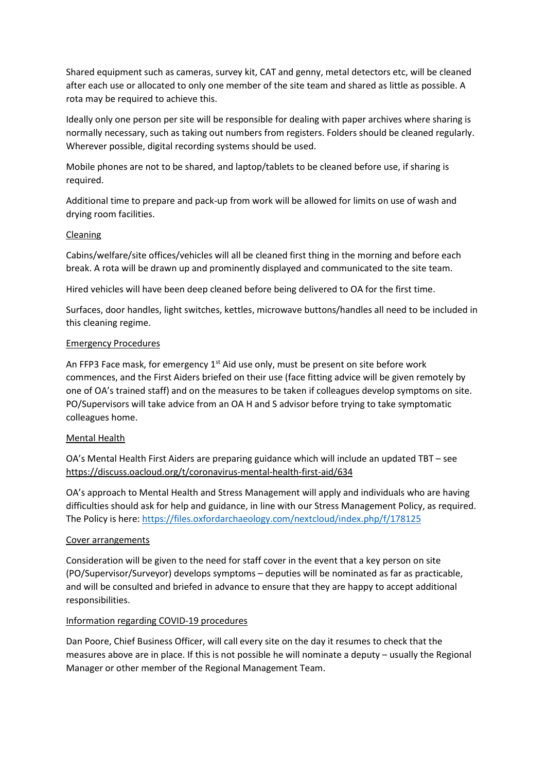Shared equipment such as cameras, survey kit, CAT and genny, metal detectors etc, will be cleaned after each use or allocated to only one member of the site team and shared as little as possible. A rota may be required to achieve this.

Ideally only one person per site will be responsible for dealing with paper archives where sharing is normally necessary, such as taking out numbers from registers. Folders should be cleaned regularly. Wherever possible, digital recording systems should be used.

Mobile phones are not to be shared, and laptop/tablets to be cleaned before use, if sharing is required.

Additional time to prepare and pack-up from work will be allowed for limits on use of wash and drying room facilities.

Cleaning

Cabins/welfare/site offices/vehicles will all be cleaned first thing in the morning and before each break. A rota will be drawn up and prominently displayed and communicated to the site team.

Hired vehicles will have been deep cleaned before being delivered to OA for the first time.

Surfaces, door handles, light switches, kettles, microwave buttons/handles all need to be included in this cleaning regime.

Emergency Procedures

An FFP3 Face mask, for emergency 1st Aid use only, must be present on site before work commences, and the First Aiders briefed on their use (face fitting advice will be given remotely by one of OA's trained staff) and on the measures to be taken if colleagues develop symptoms on site. PO/Supervisors will take advice from an OA H and S advisor before trying to take symptomatic colleagues home.

Mental Health

OA's Mental Health First Aiders are preparing guidance which will include an updated TBT – see https://discuss.oacloud.org/t/coronavirus-mental-health-first-aid/634

OA's approach to Mental Health and Stress Management will apply and individuals who are having difficulties should ask for help and guidance, in line with our Stress Management Policy, as required. The Policy is here: https://files.oxfordarchaeology.com/nextcloud/index.php/f/178125

Cover arrangements

Consideration will be given to the need for staff cover in the event that a key person on site (PO/Supervisor/Surveyor) develops symptoms – deputies will be nominated as far as practicable, and will be consulted and briefed in advance to ensure that they are happy to accept additional responsibilities.

Information regarding COVID-19 procedures

Dan Poore, Chief Business Officer, will call every site on the day it resumes to check that the measures above are in place. If this is not possible he will nominate a deputy – usually the Regional Manager or other member of the Regional Management Team.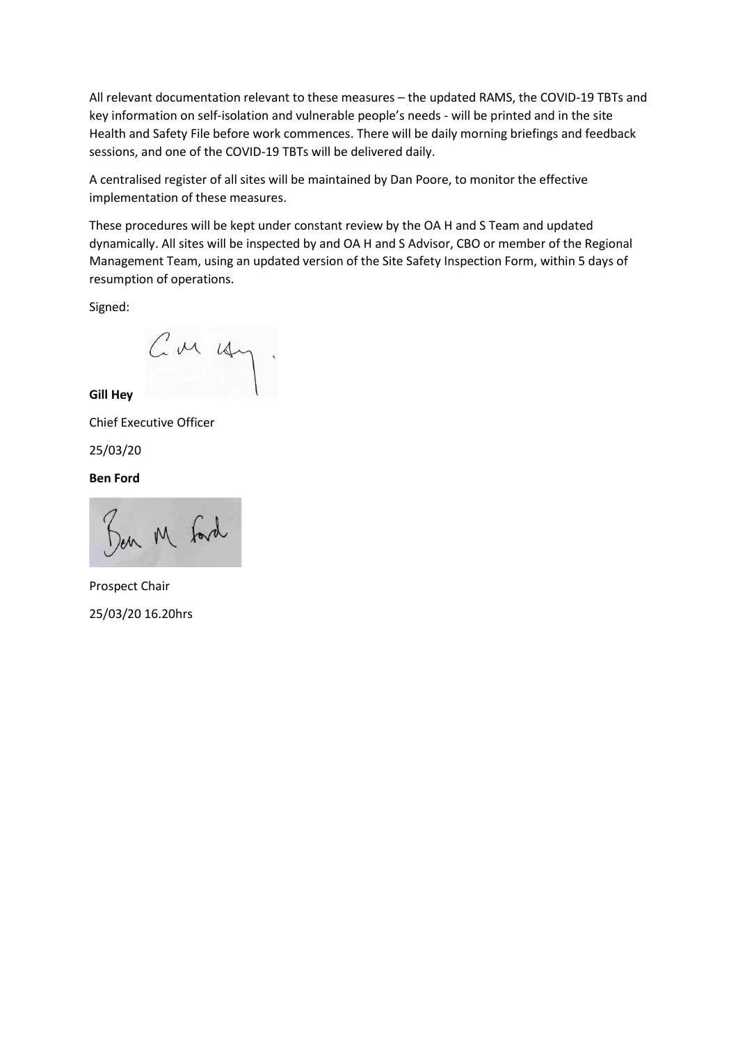All relevant documentation relevant to these measures – the updated RAMS, the COVID-19 TBTs and key information on self-isolation and vulnerable people's needs - will be printed and in the site Health and Safety File before work commences. There will be daily morning briefings and feedback sessions, and one of the COVID-19 TBTs will be delivered daily.

A centralised register of all sites will be maintained by Dan Poore, to monitor the effective implementation of these measures.

These procedures will be kept under constant review by the OA H and S Team and updated dynamically. All sites will be inspected by and OA H and S Advisor, CBO or member of the Regional Management Team, using an updated version of the Site Safety Inspection Form, within 5 days of resumption of operations.

Signed:

**Gill Hey**

Chief Executive Officer

25/03/20

**Ben Ford**

Prospect Chair

25/03/20 16.20hrs